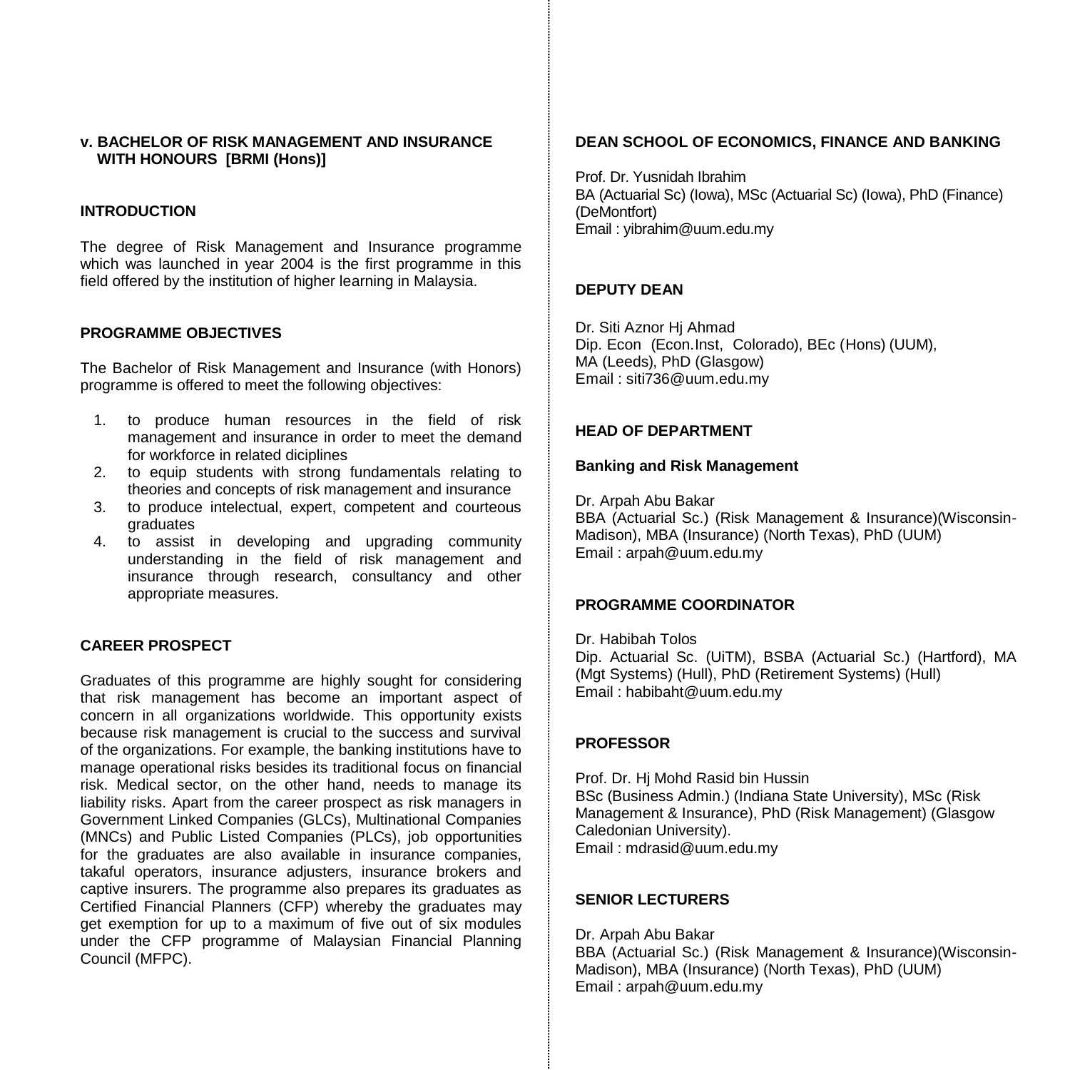## v. BACHELOR OF RISK MANAGEMENT AND INSURANCE WITH HONOURS [BRMI (Hons)]

### INTRODUCTION

The degree of Risk Management and Insurance programme which was launched in year 2004 is the first programme in this field offered by the institution of higher learning in Malaysia.

### PROGRAMME OBJECTIVES

The Bachelor of Risk Management and Insurance (with Honors) programme is offered to meet the following objectives:

1. to produce human resources in the field of risk management and insurance in order to meet the demand for workforce in related diciplines
2. to equip students with strong fundamentals relating to theories and concepts of risk management and insurance
3. to produce intelectual, expert, competent and courteous graduates
4. to assist in developing and upgrading community understanding in the field of risk management and insurance through research, consultancy and other appropriate measures.

### CAREER PROSPECT

Graduates of this programme are highly sought for considering that risk management has become an important aspect of concern in all organizations worldwide. This opportunity exists because risk management is crucial to the success and survival of the organizations. For example, the banking institutions have to manage operational risks besides its traditional focus on financial risk. Medical sector, on the other hand, needs to manage its liability risks. Apart from the career prospect as risk managers in Government Linked Companies (GLCs), Multinational Companies (MNCs) and Public Listed Companies (PLCs), job opportunities for the graduates are also available in insurance companies, takaful operators, insurance adjusters, insurance brokers and captive insurers. The programme also prepares its graduates as Certified Financial Planners (CFP) whereby the graduates may get exemption for up to a maximum of five out of six modules under the CFP programme of Malaysian Financial Planning Council (MFPC).

### DEAN SCHOOL OF ECONOMICS, FINANCE AND BANKING

Prof. Dr. Yusnidah Ibrahim
BA (Actuarial Sc) (Iowa), MSc (Actuarial Sc) (Iowa), PhD (Finance) (DeMontfort)
Email : yibrahim@uum.edu.my

### DEPUTY DEAN

Dr. Siti Aznor Hj Ahmad
Dip. Econ (Econ.Inst, Colorado), BEc (Hons) (UUM), MA (Leeds), PhD (Glasgow)
Email : siti736@uum.edu.my

### HEAD OF DEPARTMENT

**Banking and Risk Management**

Dr. Arpah Abu Bakar
BBA (Actuarial Sc.) (Risk Management & Insurance)(Wisconsin-Madison), MBA (Insurance) (North Texas), PhD (UUM)
Email : arpah@uum.edu.my

### PROGRAMME COORDINATOR

Dr. Habibah Tolos
Dip. Actuarial Sc. (UiTM), BSBA (Actuarial Sc.) (Hartford), MA (Mgt Systems) (Hull), PhD (Retirement Systems) (Hull)
Email : habibaht@uum.edu.my

### PROFESSOR

Prof. Dr. Hj Mohd Rasid bin Hussin
BSc (Business Admin.) (Indiana State University), MSc (Risk Management & Insurance), PhD (Risk Management) (Glasgow Caledonian University).
Email : mdrasid@uum.edu.my

### SENIOR LECTURERS

Dr. Arpah Abu Bakar
BBA (Actuarial Sc.) (Risk Management & Insurance)(Wisconsin-Madison), MBA (Insurance) (North Texas), PhD (UUM)
Email : arpah@uum.edu.my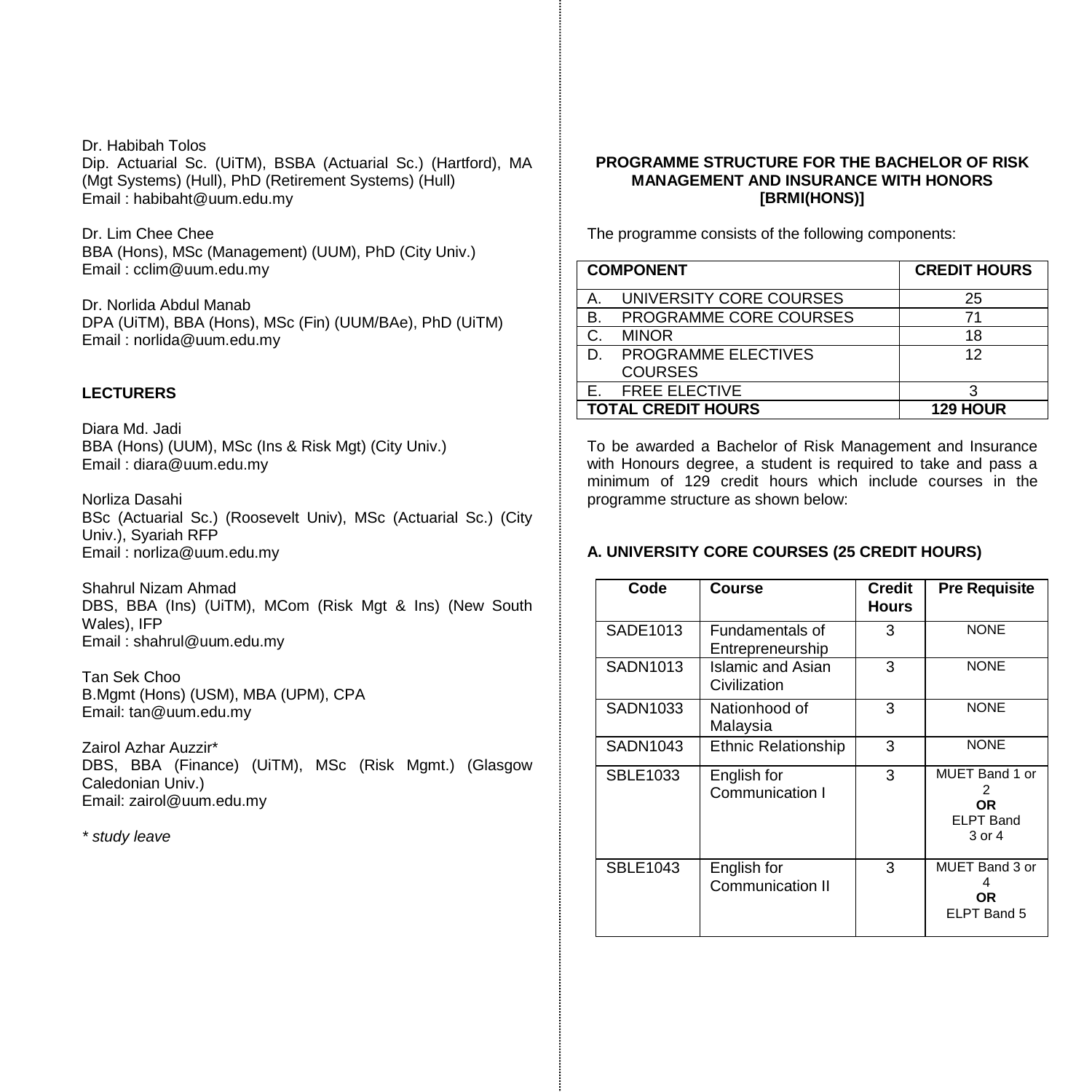Dr. Habibah Tolos
Dip. Actuarial Sc. (UiTM), BSBA (Actuarial Sc.) (Hartford), MA (Mgt Systems) (Hull), PhD (Retirement Systems) (Hull)
Email : habibaht@uum.edu.my

Dr. Lim Chee Chee
BBA (Hons), MSc (Management) (UUM), PhD (City Univ.)
Email : cclim@uum.edu.my

Dr. Norlida Abdul Manab
DPA (UiTM), BBA (Hons), MSc (Fin) (UUM/BAe), PhD (UiTM)
Email : norlida@uum.edu.my

**LECTURERS**

Diara Md. Jadi
BBA (Hons) (UUM), MSc (Ins & Risk Mgt) (City Univ.)
Email : diara@uum.edu.my

Norliza Dasahi
BSc (Actuarial Sc.) (Roosevelt Univ), MSc (Actuarial Sc.) (City Univ.), Syariah RFP
Email : norliza@uum.edu.my

Shahrul Nizam Ahmad
DBS, BBA (Ins) (UiTM), MCom (Risk Mgt & Ins) (New South Wales), IFP
Email : shahrul@uum.edu.my

Tan Sek Choo
B.Mgmt (Hons) (USM), MBA (UPM), CPA
Email: tan@uum.edu.my

Zairol Azhar Auzzir*
DBS, BBA (Finance) (UiTM), MSc (Risk Mgmt.) (Glasgow Caledonian Univ.)
Email: zairol@uum.edu.my

*\* study leave*

**PROGRAMME STRUCTURE FOR THE BACHELOR OF RISK MANAGEMENT AND INSURANCE WITH HONORS [BRMI(HONS)]**

The programme consists of the following components:

| COMPONENT | CREDIT HOURS |
|---|---|
| A. UNIVERSITY CORE COURSES | 25 |
| B. PROGRAMME CORE COURSES | 71 |
| C. MINOR | 18 |
| D. PROGRAMME ELECTIVES COURSES | 12 |
| E. FREE ELECTIVE | 3 |
| **TOTAL CREDIT HOURS** | **129 HOUR** |

To be awarded a Bachelor of Risk Management and Insurance with Honours degree, a student is required to take and pass a minimum of 129 credit hours which include courses in the programme structure as shown below:

**A. UNIVERSITY CORE COURSES (25 CREDIT HOURS)**

| Code | Course | Credit Hours | Pre Requisite |
|---|---|---|---|
| SADE1013 | Fundamentals of Entrepreneurship | 3 | NONE |
| SADN1013 | Islamic and Asian Civilization | 3 | NONE |
| SADN1033 | Nationhood of Malaysia | 3 | NONE |
| SADN1043 | Ethnic Relationship | 3 | NONE |
| SBLE1033 | English for Communication I | 3 | MUET Band 1 or 2 **OR** ELPT Band 3 or 4 |
| SBLE1043 | English for Communication II | 3 | MUET Band 3 or 4 **OR** ELPT Band 5 |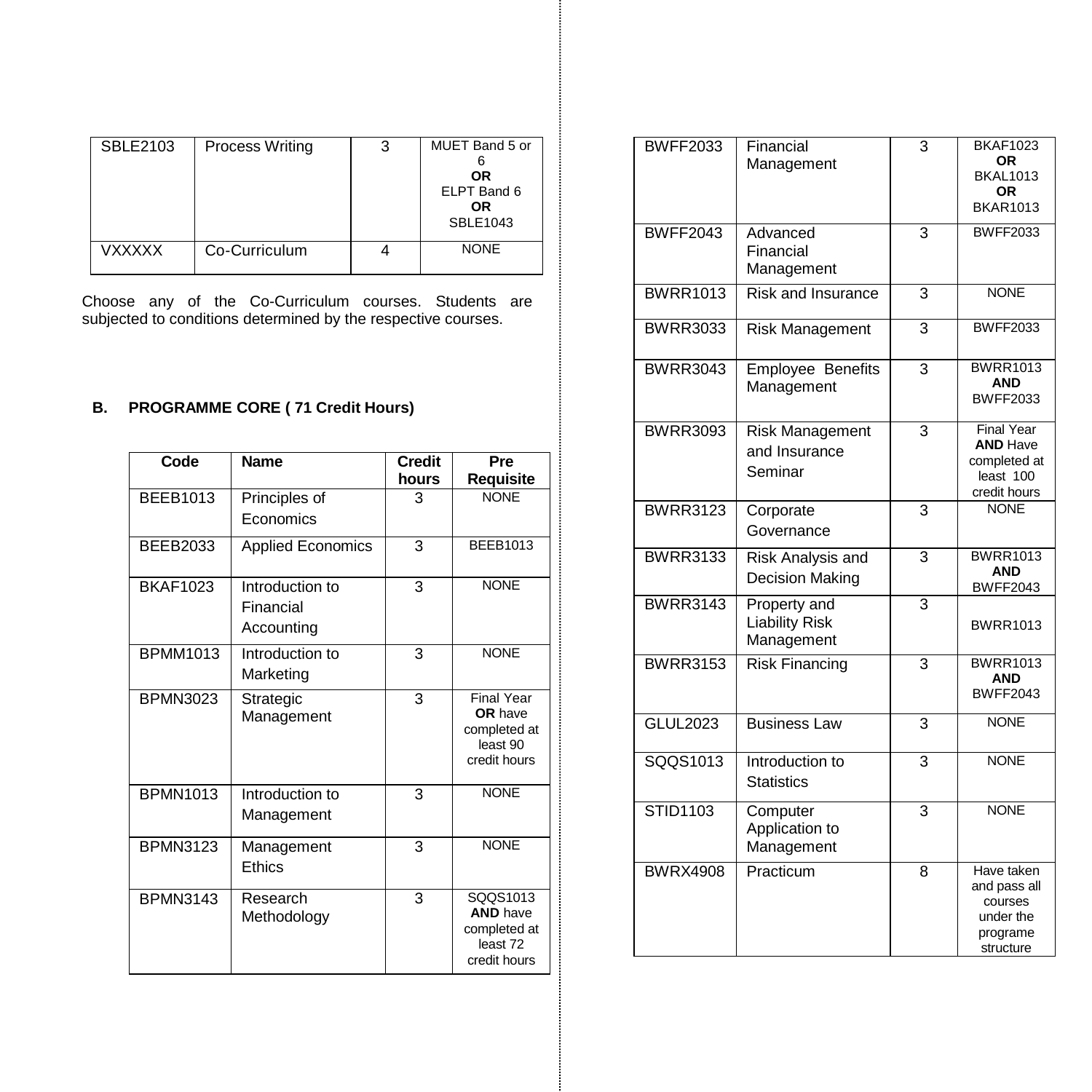| SBLE2103 | Process Writing | 3 | MUET Band 5 or 6 **OR** ELPT Band 6 **OR** SBLE1043 |
|---|---|---|---|
| VXXXXX | Co-Curriculum | 4 | NONE |

Choose any of the Co-Curriculum courses. Students are subjected to conditions determined by the respective courses.

**B. PROGRAMME CORE ( 71 Credit Hours)**

| Code | Name | Credit hours | Pre Requisite |
|---|---|---|---|
| BEEB1013 | Principles of Economics | 3 | NONE |
| BEEB2033 | Applied Economics | 3 | BEEB1013 |
| BKAF1023 | Introduction to Financial Accounting | 3 | NONE |
| BPMM1013 | Introduction to Marketing | 3 | NONE |
| BPMN3023 | Strategic Management | 3 | Final Year **OR** have completed at least 90 credit hours |
| BPMN1013 | Introduction to Management | 3 | NONE |
| BPMN3123 | Management Ethics | 3 | NONE |
| BPMN3143 | Research Methodology | 3 | SQQS1013 **AND** have completed at least 72 credit hours |
| BWFF2033 | Financial Management | 3 | BKAF1023 **OR** BKAL1013 **OR** BKAR1013 |
| BWFF2043 | Advanced Financial Management | 3 | BWFF2033 |
| BWRR1013 | Risk and Insurance | 3 | NONE |
| BWRR3033 | Risk Management | 3 | BWFF2033 |
| BWRR3043 | Employee Benefits Management | 3 | BWRR1013 **AND** BWFF2033 |
| BWRR3093 | Risk Management and Insurance Seminar | 3 | Final Year **AND** Have completed at least 100 credit hours |
| BWRR3123 | Corporate Governance | 3 | NONE |
| BWRR3133 | Risk Analysis and Decision Making | 3 | BWRR1013 **AND** BWFF2043 |
| BWRR3143 | Property and Liability Risk Management | 3 | BWRR1013 |
| BWRR3153 | Risk Financing | 3 | BWRR1013 **AND** BWFF2043 |
| GLUL2023 | Business Law | 3 | NONE |
| SQQS1013 | Introduction to Statistics | 3 | NONE |
| STID1103 | Computer Application to Management | 3 | NONE |
| BWRX4908 | Practicum | 8 | Have taken and pass all courses under the programe structure |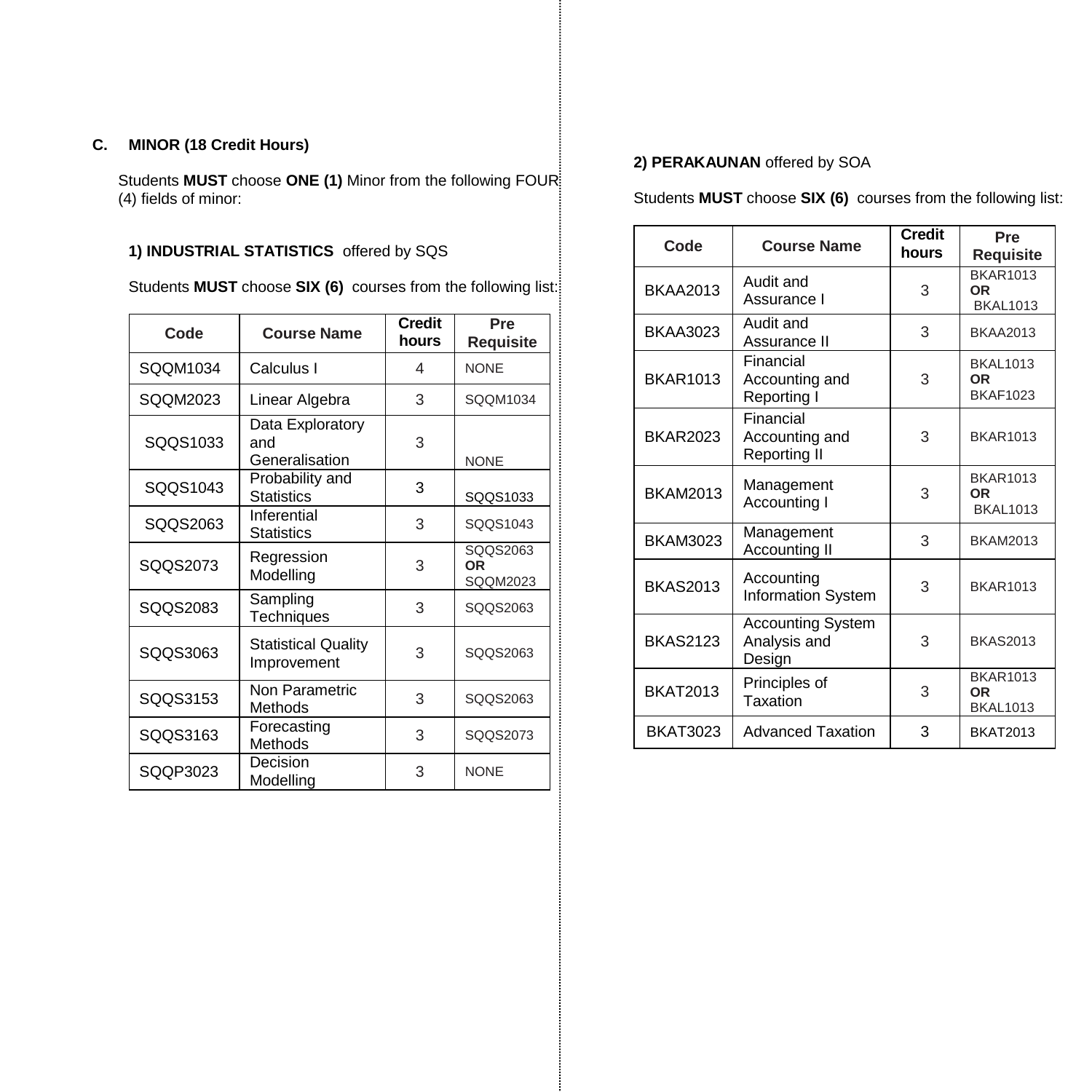## C. MINOR (18 Credit Hours)

Students **MUST** choose **ONE (1)** Minor from the following FOUR (4) fields of minor:

### 1) INDUSTRIAL STATISTICS offered by SQS

Students **MUST** choose **SIX (6)** courses from the following list:

| Code | Course Name | Credit hours | Pre Requisite |
|---|---|---|---|
| SQQM1034 | Calculus I | 4 | NONE |
| SQQM2023 | Linear Algebra | 3 | SQQM1034 |
| SQQS1033 | Data Exploratory and Generalisation | 3 | NONE |
| SQQS1043 | Probability and Statistics | 3 | SQQS1033 |
| SQQS2063 | Inferential Statistics | 3 | SQQS1043 |
| SQQS2073 | Regression Modelling | 3 | SQQS2063 **OR** SQQM2023 |
| SQQS2083 | Sampling Techniques | 3 | SQQS2063 |
| SQQS3063 | Statistical Quality Improvement | 3 | SQQS2063 |
| SQQS3153 | Non Parametric Methods | 3 | SQQS2063 |
| SQQS3163 | Forecasting Methods | 3 | SQQS2073 |
| SQQP3023 | Decision Modelling | 3 | NONE |

### 2) PERAKAUNAN offered by SOA

Students **MUST** choose **SIX (6)** courses from the following list:

| Code | Course Name | Credit hours | Pre Requisite |
|---|---|---|---|
| BKAA2013 | Audit and Assurance I | 3 | BKAR1013 **OR** BKAL1013 |
| BKAA3023 | Audit and Assurance II | 3 | BKAA2013 |
| BKAR1013 | Financial Accounting and Reporting I | 3 | BKAL1013 **OR** BKAF1023 |
| BKAR2023 | Financial Accounting and Reporting II | 3 | BKAR1013 |
| BKAM2013 | Management Accounting I | 3 | BKAR1013 **OR** BKAL1013 |
| BKAM3023 | Management Accounting II | 3 | BKAM2013 |
| BKAS2013 | Accounting Information System | 3 | BKAR1013 |
| BKAS2123 | Accounting System Analysis and Design | 3 | BKAS2013 |
| BKAT2013 | Principles of Taxation | 3 | BKAR1013 **OR** BKAL1013 |
| BKAT3023 | Advanced Taxation | 3 | BKAT2013 |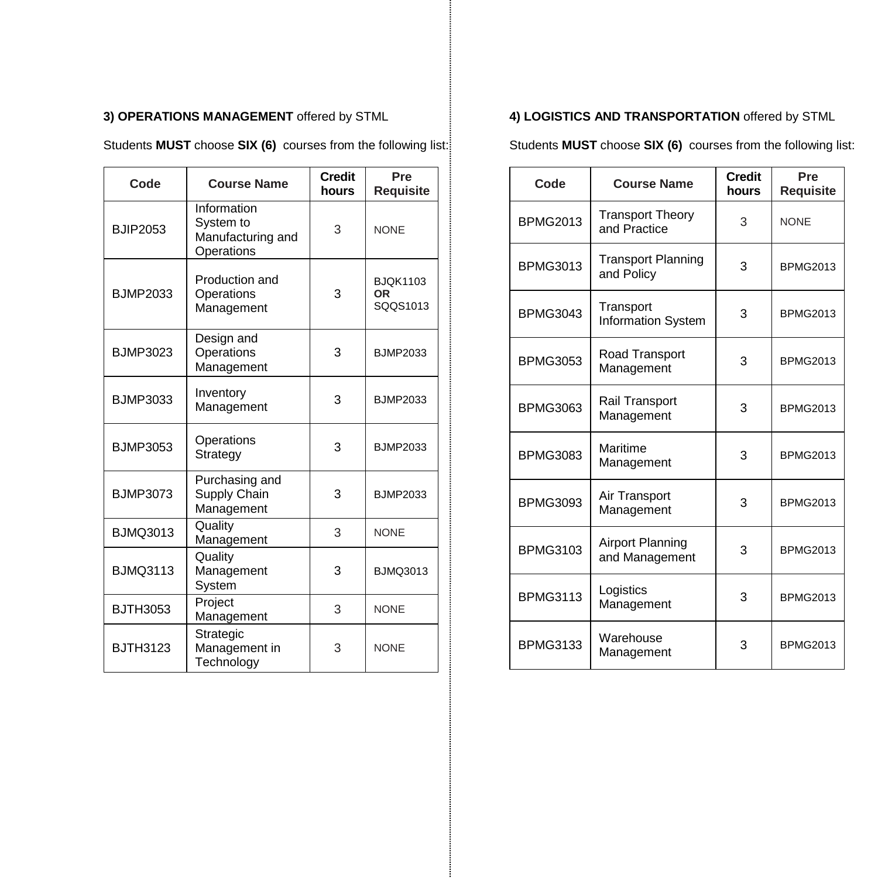**3) OPERATIONS MANAGEMENT** offered by STML

Students **MUST** choose **SIX (6)** courses from the following list:

| Code | Course Name | Credit hours | Pre Requisite |
|---|---|---|---|
| BJIP2053 | Information System to Manufacturing and Operations | 3 | NONE |
| BJMP2033 | Production and Operations Management | 3 | BJQK1103 **OR** SQQS1013 |
| BJMP3023 | Design and Operations Management | 3 | BJMP2033 |
| BJMP3033 | Inventory Management | 3 | BJMP2033 |
| BJMP3053 | Operations Strategy | 3 | BJMP2033 |
| BJMP3073 | Purchasing and Supply Chain Management | 3 | BJMP2033 |
| BJMQ3013 | Quality Management | 3 | NONE |
| BJMQ3113 | Quality Management System | 3 | BJMQ3013 |
| BJTH3053 | Project Management | 3 | NONE |
| BJTH3123 | Strategic Management in Technology | 3 | NONE |

**4) LOGISTICS AND TRANSPORTATION** offered by STML

Students **MUST** choose **SIX (6)** courses from the following list:

| Code | Course Name | Credit hours | Pre Requisite |
|---|---|---|---|
| BPMG2013 | Transport Theory and Practice | 3 | NONE |
| BPMG3013 | Transport Planning and Policy | 3 | BPMG2013 |
| BPMG3043 | Transport Information System | 3 | BPMG2013 |
| BPMG3053 | Road Transport Management | 3 | BPMG2013 |
| BPMG3063 | Rail Transport Management | 3 | BPMG2013 |
| BPMG3083 | Maritime Management | 3 | BPMG2013 |
| BPMG3093 | Air Transport Management | 3 | BPMG2013 |
| BPMG3103 | Airport Planning and Management | 3 | BPMG2013 |
| BPMG3113 | Logistics Management | 3 | BPMG2013 |
| BPMG3133 | Warehouse Management | 3 | BPMG2013 |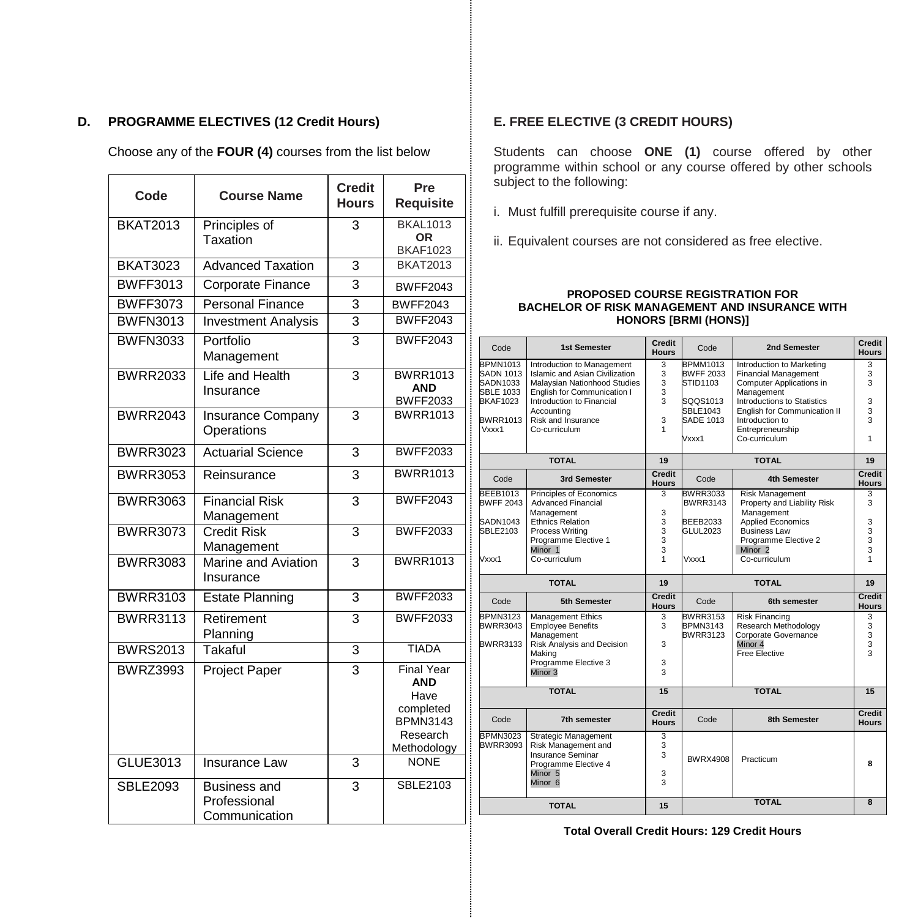## D. PROGRAMME ELECTIVES (12 Credit Hours)

Choose any of the **FOUR (4)** courses from the list below

| Code | Course Name | Credit Hours | Pre Requisite |
|---|---|---|---|
| BKAT2013 | Principles of Taxation | 3 | BKAL1013 **OR** BKAF1023 |
| BKAT3023 | Advanced Taxation | 3 | BKAT2013 |
| BWFF3013 | Corporate Finance | 3 | BWFF2043 |
| BWFF3073 | Personal Finance | 3 | BWFF2043 |
| BWFN3013 | Investment Analysis | 3 | BWFF2043 |
| BWFN3033 | Portfolio Management | 3 | BWFF2043 |
| BWRR2033 | Life and Health Insurance | 3 | BWRR1013 **AND** BWFF2033 |
| BWRR2043 | Insurance Company Operations | 3 | BWRR1013 |
| BWRR3023 | Actuarial Science | 3 | BWFF2033 |
| BWRR3053 | Reinsurance | 3 | BWRR1013 |
| BWRR3063 | Financial Risk Management | 3 | BWFF2043 |
| BWRR3073 | Credit Risk Management | 3 | BWFF2033 |
| BWRR3083 | Marine and Aviation Insurance | 3 | BWRR1013 |
| BWRR3103 | Estate Planning | 3 | BWFF2033 |
| BWRR3113 | Retirement Planning | 3 | BWFF2033 |
| BWRS2013 | Takaful | 3 | TIADA |
| BWRZ3993 | Project Paper | 3 | Final Year **AND** Have completed BPMN3143 Research Methodology |
| GLUE3013 | Insurance Law | 3 | NONE |
| SBLE2093 | Business and Professional Communication | 3 | SBLE2103 |

## E. FREE ELECTIVE (3 CREDIT HOURS)

Students can choose **ONE (1)** course offered by other programme within school or any course offered by other schools subject to the following:

i. Must fulfill prerequisite course if any.

ii. Equivalent courses are not considered as free elective.

**PROPOSED COURSE REGISTRATION FOR BACHELOR OF RISK MANAGEMENT AND INSURANCE WITH HONORS [BRMI (HONS)]**

| Code | 1st Semester | Credit Hours | Code | 2nd Semester | Credit Hours |
|---|---|---|---|---|---|
| BPMN1013 | Introduction to Management | 3 | BPMM1013 | Introduction to Marketing | 3 |
| SADN 1013 | Islamic and Asian Civilization | 3 | BWFF 2033 | Financial Management | 3 |
| SADN1033 | Malaysian Nationhood Studies | 3 | STID1103 | Computer Applications in Management | 3 |
| SBLE 1033 | English for Communication I | 3 | SQQS1013 | Introductions to Statistics | 3 |
| BKAF1023 | Introduction to Financial Accounting | 3 | SBLE1043 | English for Communication II | 3 |
| BWRR1013 | Risk and Insurance | 3 | SADE 1013 | Introduction to Entrepreneurship | 3 |
| Vxxx1 | Co-curriculum | 1 | Vxxx1 | Co-curriculum | 1 |
| | **TOTAL** | **19** | | **TOTAL** | **19** |
| Code | **3rd Semester** | **Credit Hours** | Code | **4th Semester** | **Credit Hours** |
| BEEB1013 | Principles of Economics | 3 | BWRR3033 | Risk Management | 3 |
| BWFF 2043 | Advanced Financial Management | 3 | BWRR3143 | Property and Liability Risk Management | 3 |
| SADN1043 | Ethnics Relation | 3 | BEEB2033 | Applied Economics | 3 |
| SBLE2103 | Process Writing | 3 | GLUL2023 | Business Law | 3 |
| | Programme Elective 1 | 3 | | Programme Elective 2 | 3 |
| | Minor 1 | 3 | | Minor 2 | 3 |
| Vxxx1 | Co-curriculum | 1 | Vxxx1 | Co-curriculum | 1 |
| | **TOTAL** | **19** | | **TOTAL** | **19** |
| Code | **5th Semester** | **Credit Hours** | Code | **6th semester** | **Credit Hours** |
| BPMN3123 | Management Ethics | 3 | BWRR3153 | Risk Financing | 3 |
| BWRR3043 | Employee Benefits Management | 3 | BPMN3143 | Research Methodology | 3 |
| BWRR3133 | Risk Analysis and Decision Making | 3 | BWRR3123 | Corporate Governance | 3 |
| | Programme Elective 3 | 3 | | Minor 4 | 3 |
| | Minor 3 | 3 | | Free Elective | 3 |
| | **TOTAL** | **15** | | **TOTAL** | **15** |
| Code | **7th semester** | **Credit Hours** | Code | **8th Semester** | **Credit Hours** |
| BPMN3023 | Strategic Management | 3 | BWRX4908 | Practicum | **8** |
| BWRR3093 | Risk Management and Insurance Seminar | 3 | | | |
| | Programme Elective 4 | 3 | | | |
| | Minor 5 | 3 | | | |
| | Minor 6 | 3 | | | |
| | **TOTAL** | **15** | | **TOTAL** | **8** |

**Total Overall Credit Hours: 129 Credit Hours**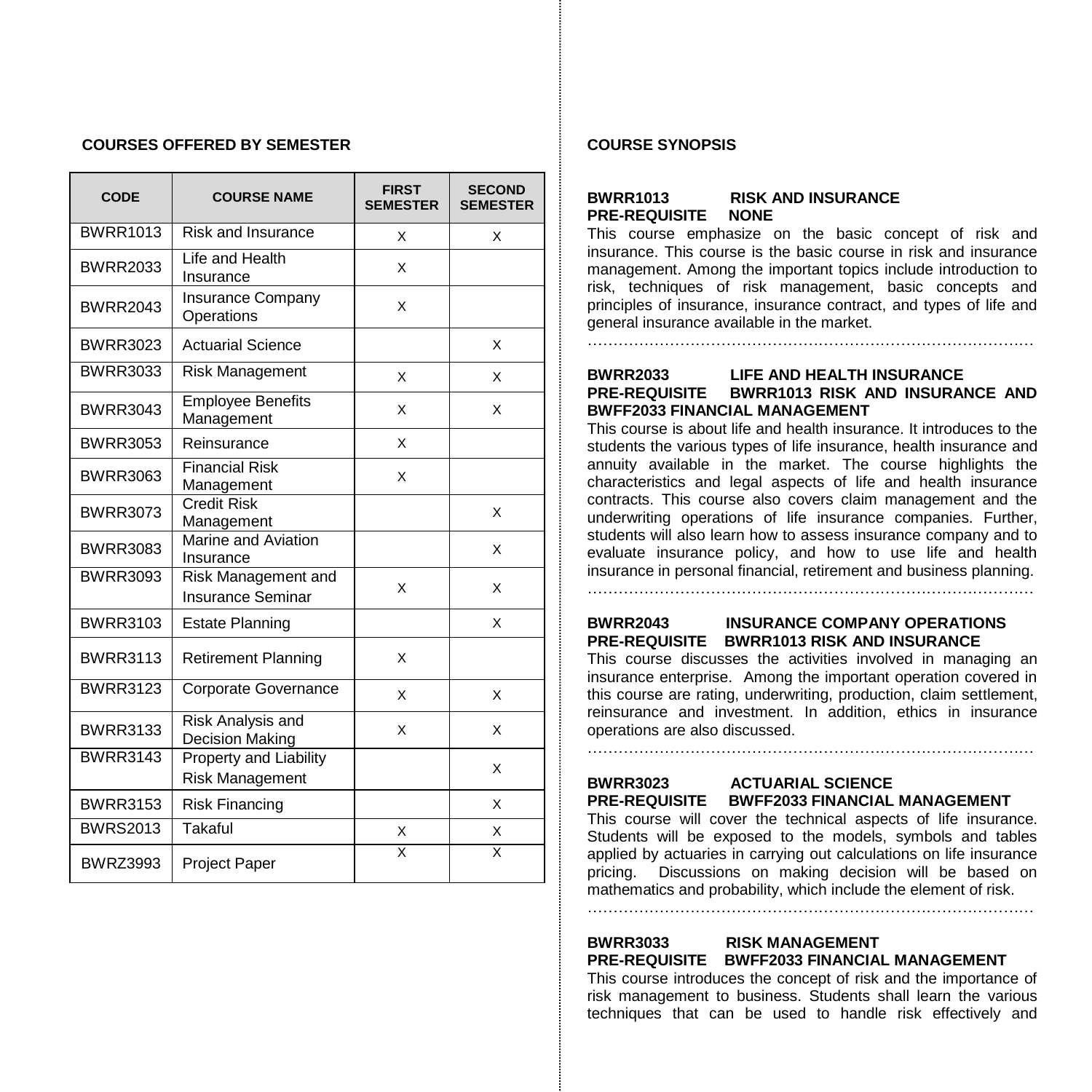## COURSES OFFERED BY SEMESTER

| CODE | COURSE NAME | FIRST SEMESTER | SECOND SEMESTER |
|---|---|---|---|
| BWRR1013 | Risk and Insurance | X | X |
| BWRR2033 | Life and Health Insurance | X | |
| BWRR2043 | Insurance Company Operations | X | |
| BWRR3023 | Actuarial Science | | X |
| BWRR3033 | Risk Management | X | X |
| BWRR3043 | Employee Benefits Management | X | X |
| BWRR3053 | Reinsurance | X | |
| BWRR3063 | Financial Risk Management | X | |
| BWRR3073 | Credit Risk Management | | X |
| BWRR3083 | Marine and Aviation Insurance | | X |
| BWRR3093 | Risk Management and Insurance Seminar | X | X |
| BWRR3103 | Estate Planning | | X |
| BWRR3113 | Retirement Planning | X | |
| BWRR3123 | Corporate Governance | X | X |
| BWRR3133 | Risk Analysis and Decision Making | X | X |
| BWRR3143 | Property and Liability Risk Management | | X |
| BWRR3153 | Risk Financing | | X |
| BWRS2013 | Takaful | X | X |
| BWRZ3993 | Project Paper | X | X |

## COURSE SYNOPSIS

**BWRR1013 RISK AND INSURANCE**
**PRE-REQUISITE NONE**

This course emphasize on the basic concept of risk and insurance. This course is the basic course in risk and insurance management. Among the important topics include introduction to risk, techniques of risk management, basic concepts and principles of insurance, insurance contract, and types of life and general insurance available in the market.

…………………………………………………………………………

**BWRR2033 LIFE AND HEALTH INSURANCE**
**PRE-REQUISITE BWRR1013 RISK AND INSURANCE AND BWFF2033 FINANCIAL MANAGEMENT**

This course is about life and health insurance. It introduces to the students the various types of life insurance, health insurance and annuity available in the market. The course highlights the characteristics and legal aspects of life and health insurance contracts. This course also covers claim management and the underwriting operations of life insurance companies. Further, students will also learn how to assess insurance company and to evaluate insurance policy, and how to use life and health insurance in personal financial, retirement and business planning.

…………………………………………………………………………

**BWRR2043 INSURANCE COMPANY OPERATIONS**
**PRE-REQUISITE BWRR1013 RISK AND INSURANCE**

This course discusses the activities involved in managing an insurance enterprise. Among the important operation covered in this course are rating, underwriting, production, claim settlement, reinsurance and investment. In addition, ethics in insurance operations are also discussed.

…………………………………………………………………………

**BWRR3023 ACTUARIAL SCIENCE**
**PRE-REQUISITE BWFF2033 FINANCIAL MANAGEMENT**

This course will cover the technical aspects of life insurance. Students will be exposed to the models, symbols and tables applied by actuaries in carrying out calculations on life insurance pricing. Discussions on making decision will be based on mathematics and probability, which include the element of risk.

…………………………………………………………………………

**BWRR3033 RISK MANAGEMENT**
**PRE-REQUISITE BWFF2033 FINANCIAL MANAGEMENT**

This course introduces the concept of risk and the importance of risk management to business. Students shall learn the various techniques that can be used to handle risk effectively and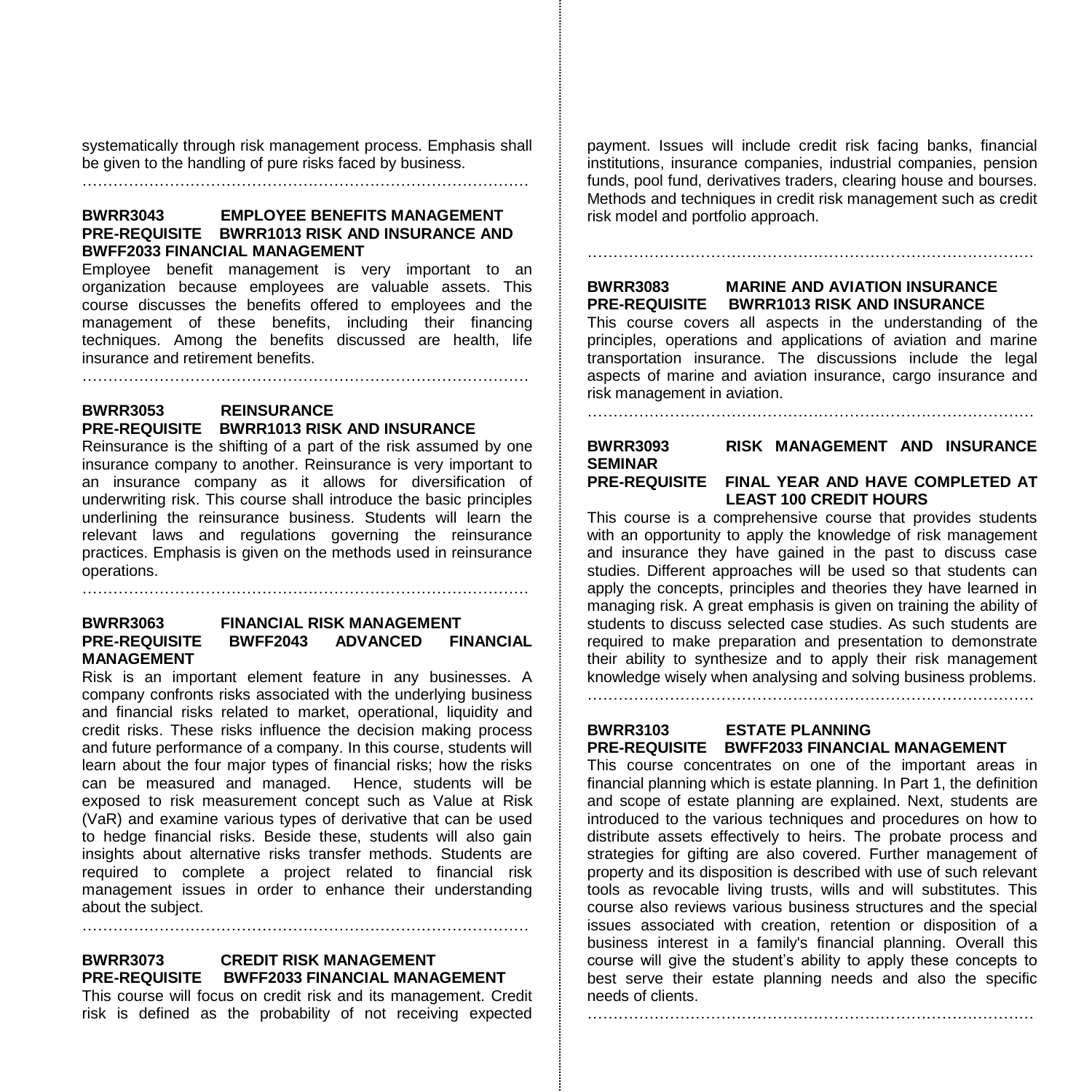systematically through risk management process. Emphasis shall be given to the handling of pure risks faced by business.

…………………………………………………………………………

**BWRR3043 EMPLOYEE BENEFITS MANAGEMENT**
**PRE-REQUISITE BWRR1013 RISK AND INSURANCE AND BWFF2033 FINANCIAL MANAGEMENT**

Employee benefit management is very important to an organization because employees are valuable assets. This course discusses the benefits offered to employees and the management of these benefits, including their financing techniques. Among the benefits discussed are health, life insurance and retirement benefits.

…………………………………………………………………………

**BWRR3053 REINSURANCE**
**PRE-REQUISITE BWRR1013 RISK AND INSURANCE**

Reinsurance is the shifting of a part of the risk assumed by one insurance company to another. Reinsurance is very important to an insurance company as it allows for diversification of underwriting risk. This course shall introduce the basic principles underlining the reinsurance business. Students will learn the relevant laws and regulations governing the reinsurance practices. Emphasis is given on the methods used in reinsurance operations.

…………………………………………………………………………

**BWRR3063 FINANCIAL RISK MANAGEMENT**
**PRE-REQUISITE BWFF2043 ADVANCED FINANCIAL MANAGEMENT**

Risk is an important element feature in any businesses. A company confronts risks associated with the underlying business and financial risks related to market, operational, liquidity and credit risks. These risks influence the decision making process and future performance of a company. In this course, students will learn about the four major types of financial risks; how the risks can be measured and managed. Hence, students will be exposed to risk measurement concept such as Value at Risk (VaR) and examine various types of derivative that can be used to hedge financial risks. Beside these, students will also gain insights about alternative risks transfer methods. Students are required to complete a project related to financial risk management issues in order to enhance their understanding about the subject.

…………………………………………………………………………

**BWRR3073 CREDIT RISK MANAGEMENT**
**PRE-REQUISITE BWFF2033 FINANCIAL MANAGEMENT**

This course will focus on credit risk and its management. Credit risk is defined as the probability of not receiving expected payment. Issues will include credit risk facing banks, financial institutions, insurance companies, industrial companies, pension funds, pool fund, derivatives traders, clearing house and bourses. Methods and techniques in credit risk management such as credit risk model and portfolio approach.

…………………………………………………………………………

**BWRR3083 MARINE AND AVIATION INSURANCE**
**PRE-REQUISITE BWRR1013 RISK AND INSURANCE**

This course covers all aspects in the understanding of the principles, operations and applications of aviation and marine transportation insurance. The discussions include the legal aspects of marine and aviation insurance, cargo insurance and risk management in aviation.

…………………………………………………………………………

**BWRR3093 RISK MANAGEMENT AND INSURANCE SEMINAR**
**PRE-REQUISITE FINAL YEAR AND HAVE COMPLETED AT LEAST 100 CREDIT HOURS**

This course is a comprehensive course that provides students with an opportunity to apply the knowledge of risk management and insurance they have gained in the past to discuss case studies. Different approaches will be used so that students can apply the concepts, principles and theories they have learned in managing risk. A great emphasis is given on training the ability of students to discuss selected case studies. As such students are required to make preparation and presentation to demonstrate their ability to synthesize and to apply their risk management knowledge wisely when analysing and solving business problems.

…………………………………………………………………………

**BWRR3103 ESTATE PLANNING**
**PRE-REQUISITE BWFF2033 FINANCIAL MANAGEMENT**

This course concentrates on one of the important areas in financial planning which is estate planning. In Part 1, the definition and scope of estate planning are explained. Next, students are introduced to the various techniques and procedures on how to distribute assets effectively to heirs. The probate process and strategies for gifting are also covered. Further management of property and its disposition is described with use of such relevant tools as revocable living trusts, wills and will substitutes. This course also reviews various business structures and the special issues associated with creation, retention or disposition of a business interest in a family's financial planning. Overall this course will give the student's ability to apply these concepts to best serve their estate planning needs and also the specific needs of clients.

…………………………………………………………………………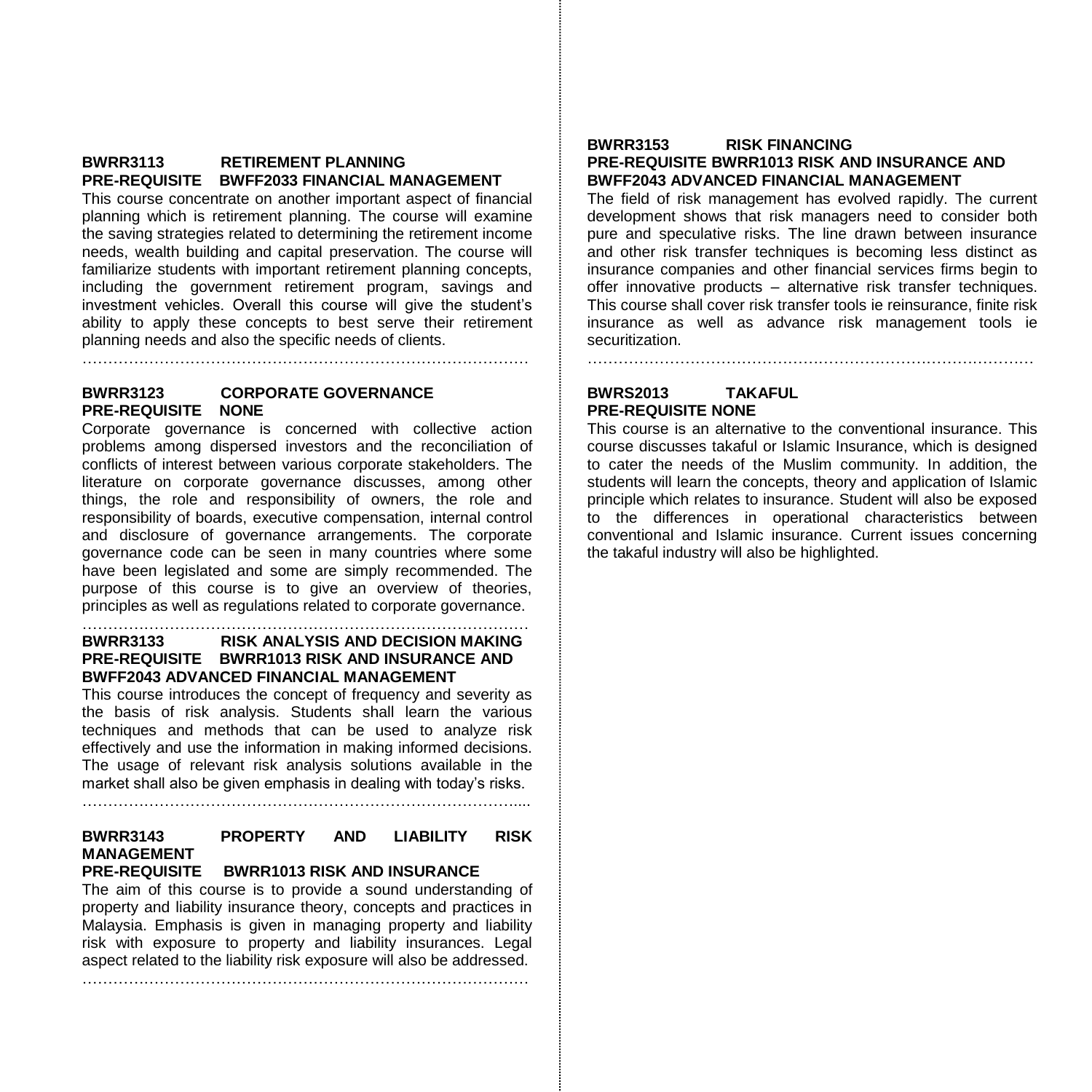**BWRR3113 RETIREMENT PLANNING**
**PRE-REQUISITE BWFF2033 FINANCIAL MANAGEMENT**

This course concentrate on another important aspect of financial planning which is retirement planning. The course will examine the saving strategies related to determining the retirement income needs, wealth building and capital preservation. The course will familiarize students with important retirement planning concepts, including the government retirement program, savings and investment vehicles. Overall this course will give the student's ability to apply these concepts to best serve their retirement planning needs and also the specific needs of clients.

…………………………………………………………………………

**BWRR3123 CORPORATE GOVERNANCE**
**PRE-REQUISITE NONE**

Corporate governance is concerned with collective action problems among dispersed investors and the reconciliation of conflicts of interest between various corporate stakeholders. The literature on corporate governance discusses, among other things, the role and responsibility of owners, the role and responsibility of boards, executive compensation, internal control and disclosure of governance arrangements. The corporate governance code can be seen in many countries where some have been legislated and some are simply recommended. The purpose of this course is to give an overview of theories, principles as well as regulations related to corporate governance.

…………………………………………………………………………

**BWRR3133 RISK ANALYSIS AND DECISION MAKING**
**PRE-REQUISITE BWRR1013 RISK AND INSURANCE AND BWFF2043 ADVANCED FINANCIAL MANAGEMENT**

This course introduces the concept of frequency and severity as the basis of risk analysis. Students shall learn the various techniques and methods that can be used to analyze risk effectively and use the information in making informed decisions. The usage of relevant risk analysis solutions available in the market shall also be given emphasis in dealing with today's risks.

…………………………………………………………………………....

**BWRR3143 PROPERTY AND LIABILITY RISK MANAGEMENT**
**PRE-REQUISITE BWRR1013 RISK AND INSURANCE**

The aim of this course is to provide a sound understanding of property and liability insurance theory, concepts and practices in Malaysia. Emphasis is given in managing property and liability risk with exposure to property and liability insurances. Legal aspect related to the liability risk exposure will also be addressed.

…………………………………………………………………………

**BWRR3153 RISK FINANCING**
**PRE-REQUISITE BWRR1013 RISK AND INSURANCE AND BWFF2043 ADVANCED FINANCIAL MANAGEMENT**

The field of risk management has evolved rapidly. The current development shows that risk managers need to consider both pure and speculative risks. The line drawn between insurance and other risk transfer techniques is becoming less distinct as insurance companies and other financial services firms begin to offer innovative products – alternative risk transfer techniques. This course shall cover risk transfer tools ie reinsurance, finite risk insurance as well as advance risk management tools ie securitization.

…………………………………………………………………………

**BWRS2013 TAKAFUL**
**PRE-REQUISITE NONE**

This course is an alternative to the conventional insurance. This course discusses takaful or Islamic Insurance, which is designed to cater the needs of the Muslim community. In addition, the students will learn the concepts, theory and application of Islamic principle which relates to insurance. Student will also be exposed to the differences in operational characteristics between conventional and Islamic insurance. Current issues concerning the takaful industry will also be highlighted.